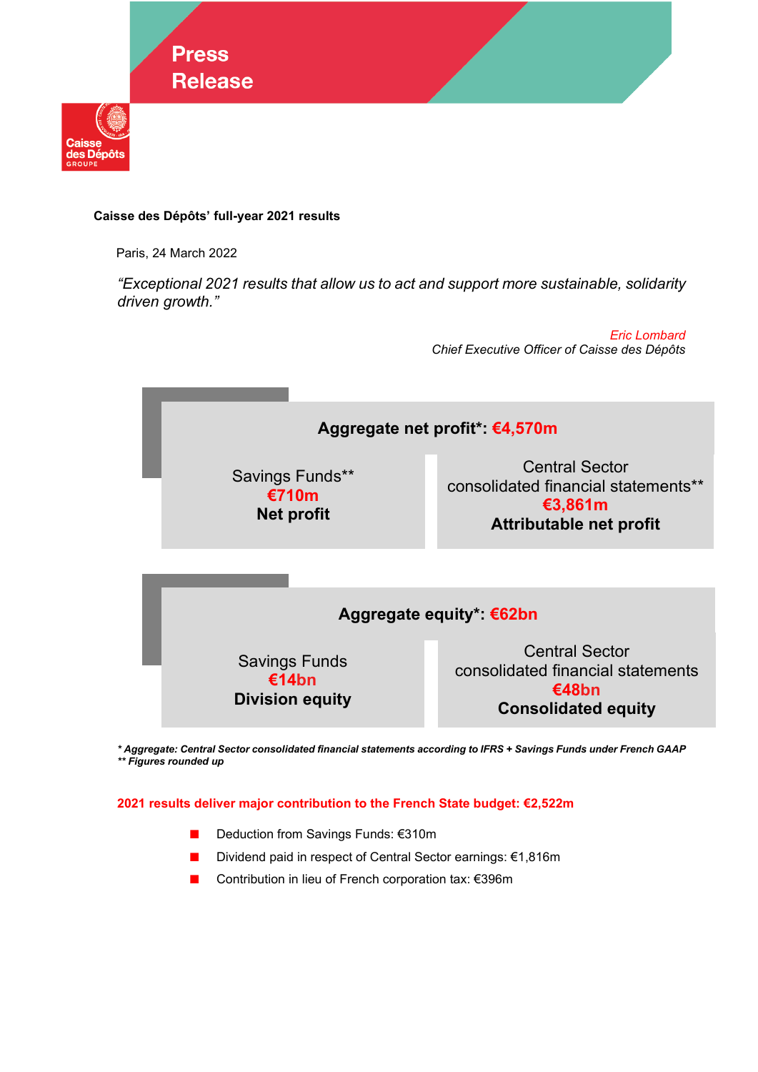Press Release

Caisse des Dépôts GROUPE

**Caisse des Dépôts' full-year 2021 results**

Paris, 24 March 2022

*"Exceptional 2021 results that allow us to act and support more sustainable, solidarity driven growth."*

*Eric Lombard*
*Chief Executive Officer of Caisse des Dépôts*

**Aggregate net profit*: €4,570m**

| Savings Funds** | Central Sector consolidated financial statements** |
|---|---|
| **€710m** | **€3,861m** |
| **Net profit** | **Attributable net profit** |

**Aggregate equity*: €62bn**

| Savings Funds | Central Sector consolidated financial statements |
|---|---|
| **€14bn** | **€48bn** |
| **Division equity** | **Consolidated equity** |

***Aggregate: Central Sector consolidated financial statements according to IFRS + Savings Funds under French GAAP***
***** Figures rounded up***

**2021 results deliver major contribution to the French State budget: €2,522m**

- Deduction from Savings Funds: €310m
- Dividend paid in respect of Central Sector earnings: €1,816m
- Contribution in lieu of French corporation tax: €396m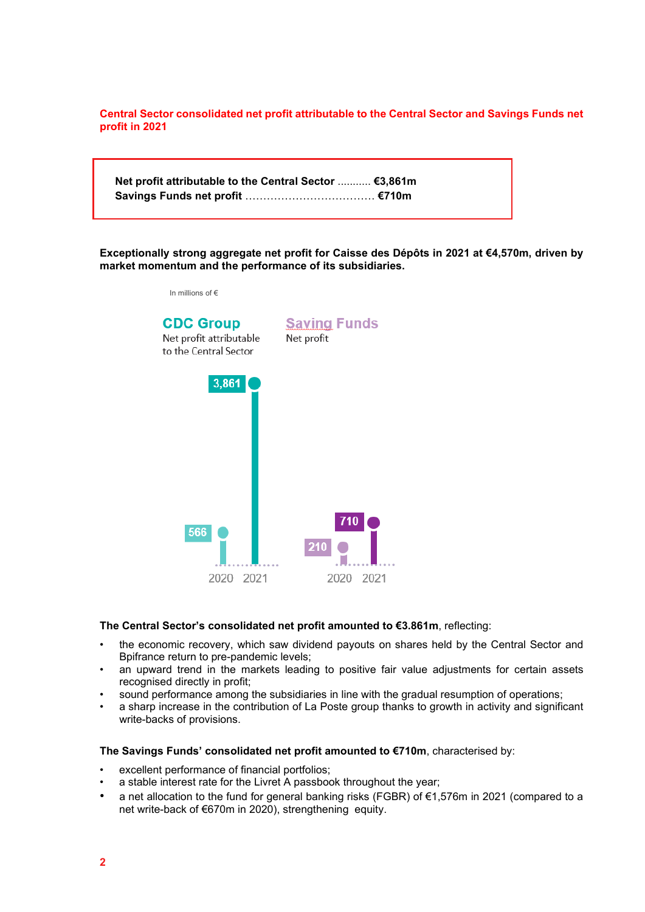## Central Sector consolidated net profit attributable to the Central Sector and Savings Funds net profit in 2021

**Net profit attributable to the Central Sector ........... €3,861m**
**Savings Funds net profit ……………………………… €710m**

**Exceptionally strong aggregate net profit for Caisse des Dépôts in 2021 at €4,570m, driven by market momentum and the performance of its subsidiaries.**

In millions of €

**CDC Group**
Net profit attributable to the Central Sector

| | 2020 | 2021 |
|---|---|---|
| CDC Group – Net profit attributable to the Central Sector | 566 | 3,861 |

**Saving Funds**
Net profit

| | 2020 | 2021 |
|---|---|---|
| Saving Funds – Net profit | 210 | 710 |

**The Central Sector's consolidated net profit amounted to €3.861m**, reflecting:

- the economic recovery, which saw dividend payouts on shares held by the Central Sector and Bpifrance return to pre-pandemic levels;
- an upward trend in the markets leading to positive fair value adjustments for certain assets recognised directly in profit;
- sound performance among the subsidiaries in line with the gradual resumption of operations;
- a sharp increase in the contribution of La Poste group thanks to growth in activity and significant write-backs of provisions.

**The Savings Funds' consolidated net profit amounted to €710m**, characterised by:

- excellent performance of financial portfolios;
- a stable interest rate for the Livret A passbook throughout the year;
- a net allocation to the fund for general banking risks (FGBR) of €1,576m in 2021 (compared to a net write-back of €670m in 2020), strengthening equity.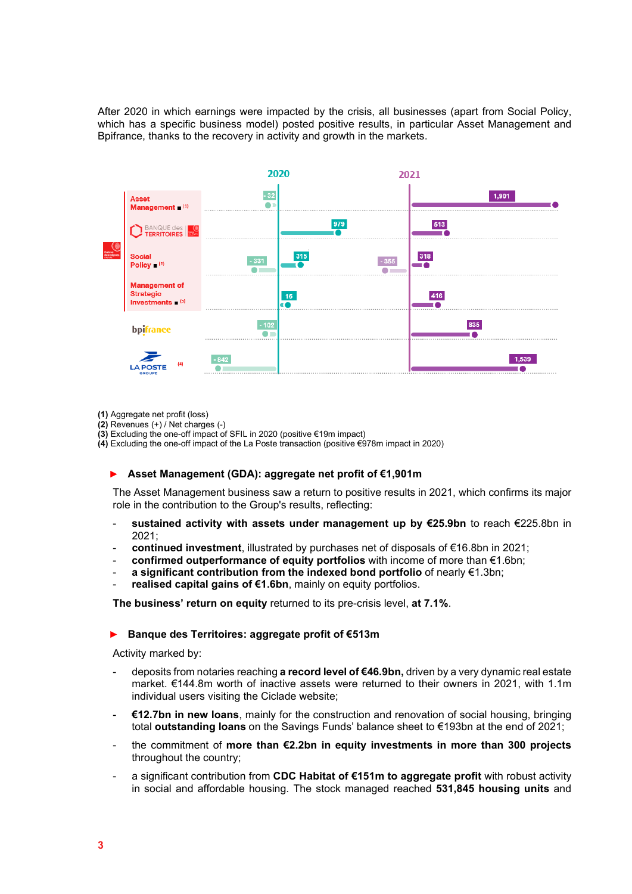After 2020 in which earnings were impacted by the crisis, all businesses (apart from Social Policy, which has a specific business model) posted positive results, in particular Asset Management and Bpifrance, thanks to the recovery in activity and growth in the markets.

| | 2020 | 2021 |
|---|---|---|
| Asset Management (1) | -32 | 1,901 |
| Banque des Territoires | 979 | 513 |
| Social Policy (2) | -331 / 315 | -355 / 318 |
| Management of Strategic Investments (3) | 15 | 416 |
| Bpifrance | -102 | 835 |
| La Poste Groupe (4) | -842 | 1,539 |

**(1)** Aggregate net profit (loss)
**(2)** Revenues (+) / Net charges (-)
**(3)** Excluding the one-off impact of SFIL in 2020 (positive €19m impact)
**(4)** Excluding the one-off impact of the La Poste transaction (positive €978m impact in 2020)

### Asset Management (GDA): aggregate net profit of €1,901m

The Asset Management business saw a return to positive results in 2021, which confirms its major role in the contribution to the Group's results, reflecting:

- **sustained activity with assets under management up by €25.9bn** to reach €225.8bn in 2021;
- **continued investment**, illustrated by purchases net of disposals of €16.8bn in 2021;
- **confirmed outperformance of equity portfolios** with income of more than €1.6bn;
- **a significant contribution from the indexed bond portfolio** of nearly €1.3bn;
- **realised capital gains of €1.6bn**, mainly on equity portfolios.

**The business' return on equity** returned to its pre-crisis level, **at 7.1%**.

### Banque des Territoires: aggregate profit of €513m

Activity marked by:

- deposits from notaries reaching **a record level of €46.9bn,** driven by a very dynamic real estate market. €144.8m worth of inactive assets were returned to their owners in 2021, with 1.1m individual users visiting the Ciclade website;
- **€12.7bn in new loans**, mainly for the construction and renovation of social housing, bringing total **outstanding loans** on the Savings Funds' balance sheet to €193bn at the end of 2021;
- the commitment of **more than €2.2bn in equity investments in more than 300 projects** throughout the country;
- a significant contribution from **CDC Habitat of €151m to aggregate profit** with robust activity in social and affordable housing. The stock managed reached **531,845 housing units** and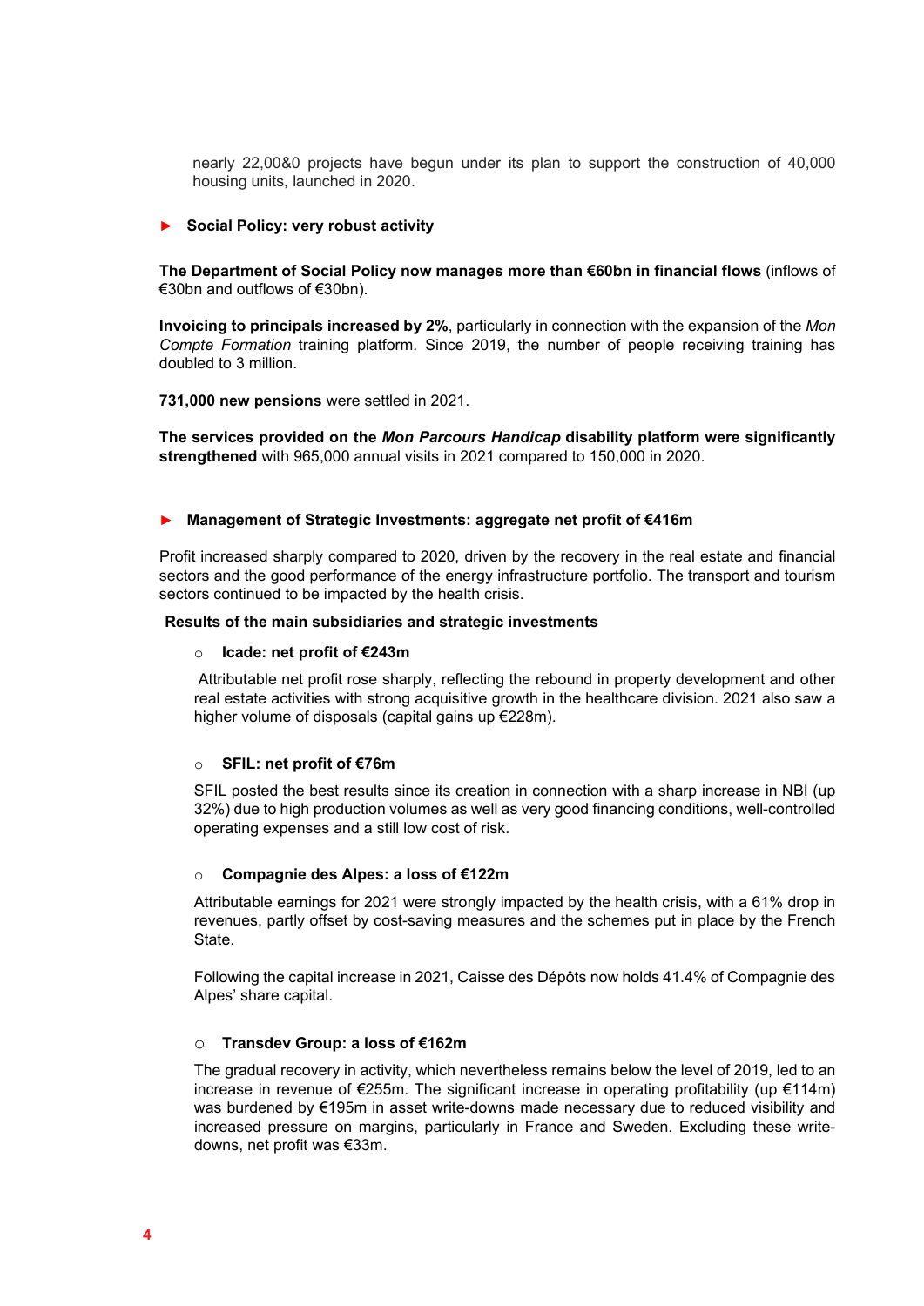nearly 22,00&0 projects have begun under its plan to support the construction of 40,000 housing units, launched in 2020.

### ► Social Policy: very robust activity

**The Department of Social Policy now manages more than €60bn in financial flows** (inflows of €30bn and outflows of €30bn).

**Invoicing to principals increased by 2%**, particularly in connection with the expansion of the *Mon Compte Formation* training platform. Since 2019, the number of people receiving training has doubled to 3 million.

**731,000 new pensions** were settled in 2021.

**The services provided on the *Mon Parcours Handicap* disability platform were significantly strengthened** with 965,000 annual visits in 2021 compared to 150,000 in 2020.

### ► Management of Strategic Investments: aggregate net profit of €416m

Profit increased sharply compared to 2020, driven by the recovery in the real estate and financial sectors and the good performance of the energy infrastructure portfolio. The transport and tourism sectors continued to be impacted by the health crisis.

**Results of the main subsidiaries and strategic investments**

- **Icade: net profit of €243m**

  Attributable net profit rose sharply, reflecting the rebound in property development and other real estate activities with strong acquisitive growth in the healthcare division. 2021 also saw a higher volume of disposals (capital gains up €228m).

- **SFIL: net profit of €76m**

  SFIL posted the best results since its creation in connection with a sharp increase in NBI (up 32%) due to high production volumes as well as very good financing conditions, well-controlled operating expenses and a still low cost of risk.

- **Compagnie des Alpes: a loss of €122m**

  Attributable earnings for 2021 were strongly impacted by the health crisis, with a 61% drop in revenues, partly offset by cost-saving measures and the schemes put in place by the French State.

  Following the capital increase in 2021, Caisse des Dépôts now holds 41.4% of Compagnie des Alpes' share capital.

- **Transdev Group: a loss of €162m**

  The gradual recovery in activity, which nevertheless remains below the level of 2019, led to an increase in revenue of €255m. The significant increase in operating profitability (up €114m) was burdened by €195m in asset write-downs made necessary due to reduced visibility and increased pressure on margins, particularly in France and Sweden. Excluding these write-downs, net profit was €33m.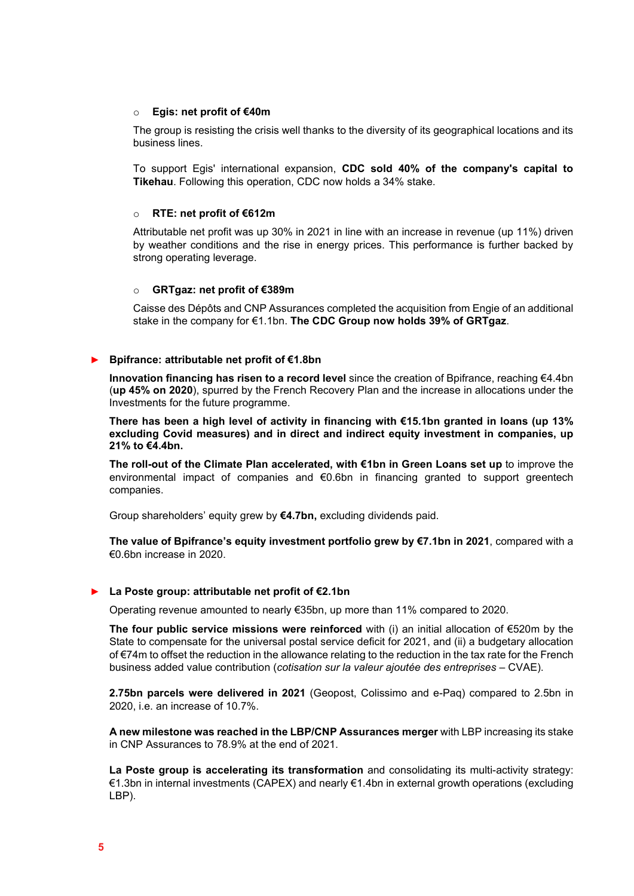- **Egis: net profit of €40m**

  The group is resisting the crisis well thanks to the diversity of its geographical locations and its business lines.

  To support Egis' international expansion, **CDC sold 40% of the company's capital to Tikehau**. Following this operation, CDC now holds a 34% stake.

- **RTE: net profit of €612m**

  Attributable net profit was up 30% in 2021 in line with an increase in revenue (up 11%) driven by weather conditions and the rise in energy prices. This performance is further backed by strong operating leverage.

- **GRTgaz: net profit of €389m**

  Caisse des Dépôts and CNP Assurances completed the acquisition from Engie of an additional stake in the company for €1.1bn. **The CDC Group now holds 39% of GRTgaz**.

► **Bpifrance: attributable net profit of €1.8bn**

**Innovation financing has risen to a record level** since the creation of Bpifrance, reaching €4.4bn (**up 45% on 2020**), spurred by the French Recovery Plan and the increase in allocations under the Investments for the future programme.

**There has been a high level of activity in financing with €15.1bn granted in loans (up 13% excluding Covid measures) and in direct and indirect equity investment in companies, up 21% to €4.4bn.**

**The roll-out of the Climate Plan accelerated, with €1bn in Green Loans set up** to improve the environmental impact of companies and €0.6bn in financing granted to support greentech companies.

Group shareholders' equity grew by **€4.7bn,** excluding dividends paid.

**The value of Bpifrance's equity investment portfolio grew by €7.1bn in 2021**, compared with a €0.6bn increase in 2020.

► **La Poste group: attributable net profit of €2.1bn**

Operating revenue amounted to nearly €35bn, up more than 11% compared to 2020.

**The four public service missions were reinforced** with (i) an initial allocation of €520m by the State to compensate for the universal postal service deficit for 2021, and (ii) a budgetary allocation of €74m to offset the reduction in the allowance relating to the reduction in the tax rate for the French business added value contribution (*cotisation sur la valeur ajoutée des entreprises* – CVAE).

**2.75bn parcels were delivered in 2021** (Geopost, Colissimo and e-Paq) compared to 2.5bn in 2020, i.e. an increase of 10.7%.

**A new milestone was reached in the LBP/CNP Assurances merger** with LBP increasing its stake in CNP Assurances to 78.9% at the end of 2021.

**La Poste group is accelerating its transformation** and consolidating its multi-activity strategy: €1.3bn in internal investments (CAPEX) and nearly €1.4bn in external growth operations (excluding LBP).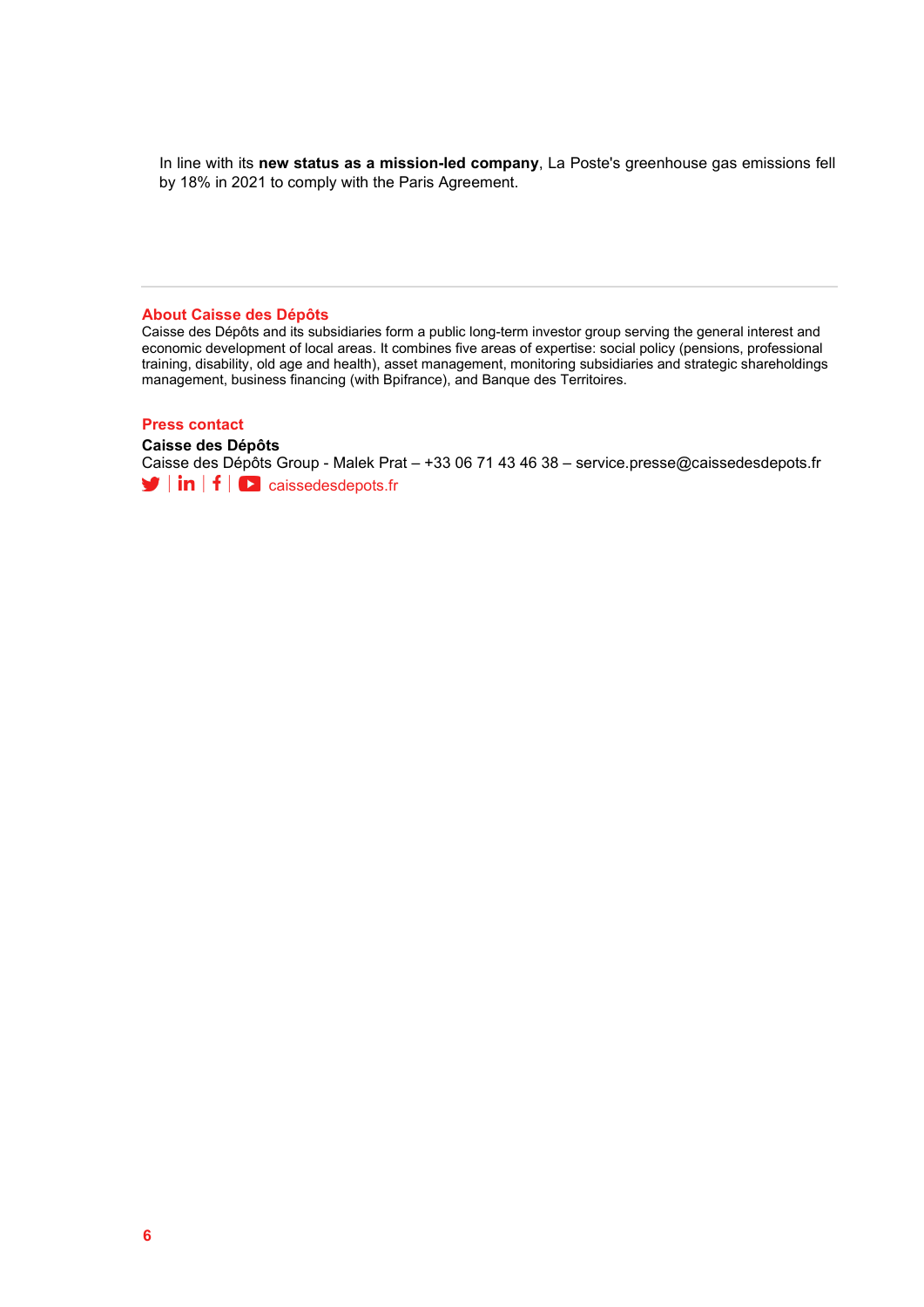In line with its **new status as a mission-led company**, La Poste's greenhouse gas emissions fell by 18% in 2021 to comply with the Paris Agreement.

---

## About Caisse des Dépôts

Caisse des Dépôts and its subsidiaries form a public long-term investor group serving the general interest and economic development of local areas. It combines five areas of expertise: social policy (pensions, professional training, disability, old age and health), asset management, monitoring subsidiaries and strategic shareholdings management, business financing (with Bpifrance), and Banque des Territoires.

## Press contact

**Caisse des Dépôts**

Caisse des Dépôts Group - Malek Prat – +33 06 71 43 46 38 – service.presse@caissedesdepots.fr

caissedesdepots.fr